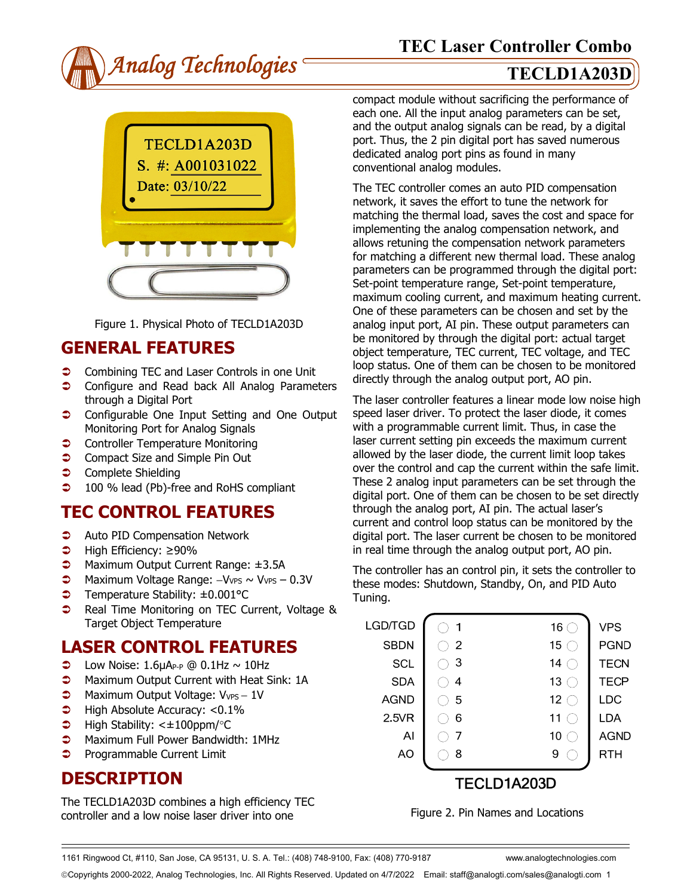# TEC Laser Controller Combo

## TECLD1A203D

Figure 1. Physical Photo of TECLD1A203D

## GENERAL FEATURES

- Combining TEC and Laser Controls in one Unit
- Configure and Read back All Analog Parameters through a Digital Port
- Configurable One Input Setting and One Output Monitoring Port for Analog Signals
- Controller Temperature Monitoring
- Compact Size and Simple Pin Out
- Complete Shielding
- 100 % lead (Pb)-free and RoHS compliant

## TEC CONTROL FEATURES

- Auto PID Compensation Network
- High Efficiency: ≥90%
- Maximum Output Current Range: ±3.5A
- Maximum Voltage Range: $-V_{VPS} \sim V_{VPS} - 0.3V$
- Temperature Stability: ±0.001°C
- Real Time Monitoring on TEC Current, Voltage & Target Object Temperature

## LASER CONTROL FEATURES

- Low Noise: $1.6\mu A_{P-P}$ @ 0.1Hz ~ 10Hz
- Maximum Output Current with Heat Sink: 1A
- Maximum Output Voltage: $V_{VPS} - 1V$
- High Absolute Accuracy: <0.1%
- High Stability: <±100ppm/°C
- Maximum Full Power Bandwidth: 1MHz
- Programmable Current Limit

## DESCRIPTION

The TECLD1A203D combines a high efficiency TEC controller and a low noise laser driver into one compact module without sacrificing the performance of each one. All the input analog parameters can be set, and the output analog signals can be read, by a digital port. Thus, the 2 pin digital port has saved numerous dedicated analog port pins as found in many conventional analog modules.

The TEC controller comes an auto PID compensation network, it saves the effort to tune the network for matching the thermal load, saves the cost and space for implementing the analog compensation network, and allows retuning the compensation network parameters for matching a different new thermal load. These analog parameters can be programmed through the digital port: Set-point temperature range, Set-point temperature, maximum cooling current, and maximum heating current. One of these parameters can be chosen and set by the analog input port, AI pin. These output parameters can be monitored by through the digital port: actual target object temperature, TEC current, TEC voltage, and TEC loop status. One of them can be chosen to be monitored directly through the analog output port, AO pin.

The laser controller features a linear mode low noise high speed laser driver. To protect the laser diode, it comes with a programmable current limit. Thus, in case the laser current setting pin exceeds the maximum current allowed by the laser diode, the current limit loop takes over the control and cap the current within the safe limit. These 2 analog input parameters can be set through the digital port. One of them can be chosen to be set directly through the analog port, AI pin. The actual laser's current and control loop status can be monitored by the digital port. The laser current be chosen to be monitored in real time through the analog output port, AO pin.

The controller has an control pin, it sets the controller to these modes: Shutdown, Standby, On, and PID Auto Tuning.

| Pin Name | Pin | Pin | Pin Name |
|---|---|---|---|
| LGD/TGD | 1 | 16 | VPS |
| SBDN | 2 | 15 | PGND |
| SCL | 3 | 14 | TECN |
| SDA | 4 | 13 | TECP |
| AGND | 5 | 12 | LDC |
| 2.5VR | 6 | 11 | LDA |
| AI | 7 | 10 | AGND |
| AO | 8 | 9 | RTH |

TECLD1A203D

Figure 2. Pin Names and Locations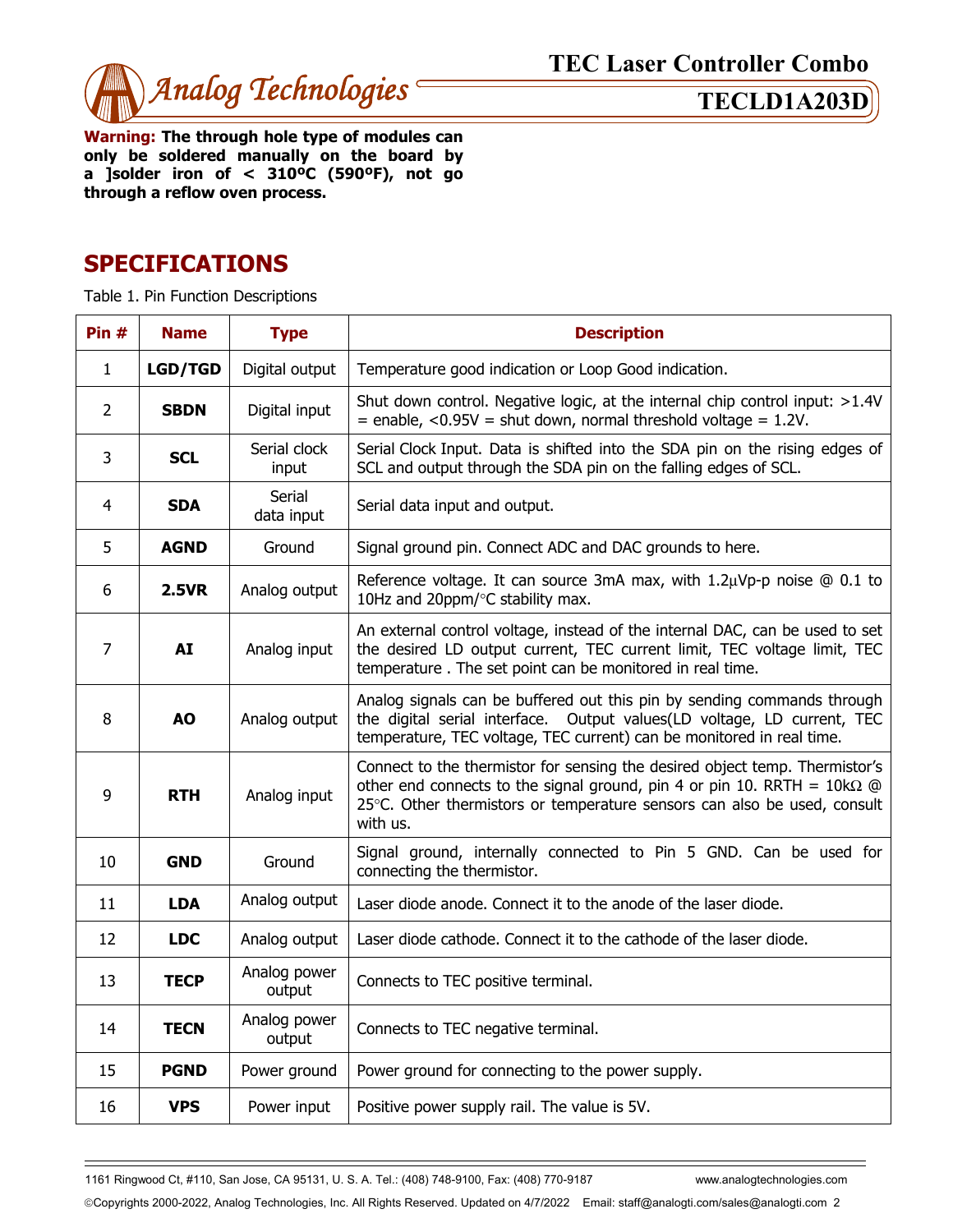**Warning: The through hole type of modules can only be soldered manually on the board by a ]solder iron of < 310ºC (590ºF), not go through a reflow oven process.**

## SPECIFICATIONS

Table 1. Pin Function Descriptions

| Pin # | Name | Type | Description |
|---|---|---|---|
| 1 | **LGD/TGD** | Digital output | Temperature good indication or Loop Good indication. |
| 2 | **SBDN** | Digital input | Shut down control. Negative logic, at the internal chip control input: >1.4V = enable, <0.95V = shut down, normal threshold voltage = 1.2V. |
| 3 | **SCL** | Serial clock input | Serial Clock Input. Data is shifted into the SDA pin on the rising edges of SCL and output through the SDA pin on the falling edges of SCL. |
| 4 | **SDA** | Serial data input | Serial data input and output. |
| 5 | **AGND** | Ground | Signal ground pin. Connect ADC and DAC grounds to here. |
| 6 | **2.5VR** | Analog output | Reference voltage. It can source 3mA max, with 1.2μVp-p noise @ 0.1 to 10Hz and 20ppm/°C stability max. |
| 7 | **AI** | Analog input | An external control voltage, instead of the internal DAC, can be used to set the desired LD output current, TEC current limit, TEC voltage limit, TEC temperature . The set point can be monitored in real time. |
| 8 | **AO** | Analog output | Analog signals can be buffered out this pin by sending commands through the digital serial interface. Output values(LD voltage, LD current, TEC temperature, TEC voltage, TEC current) can be monitored in real time. |
| 9 | **RTH** | Analog input | Connect to the thermistor for sensing the desired object temp. Thermistor's other end connects to the signal ground, pin 4 or pin 10. RRTH = 10kΩ @ 25°C. Other thermistors or temperature sensors can also be used, consult with us. |
| 10 | **GND** | Ground | Signal ground, internally connected to Pin 5 GND. Can be used for connecting the thermistor. |
| 11 | **LDA** | Analog output | Laser diode anode. Connect it to the anode of the laser diode. |
| 12 | **LDC** | Analog output | Laser diode cathode. Connect it to the cathode of the laser diode. |
| 13 | **TECP** | Analog power output | Connects to TEC positive terminal. |
| 14 | **TECN** | Analog power output | Connects to TEC negative terminal. |
| 15 | **PGND** | Power ground | Power ground for connecting to the power supply. |
| 16 | **VPS** | Power input | Positive power supply rail. The value is 5V. |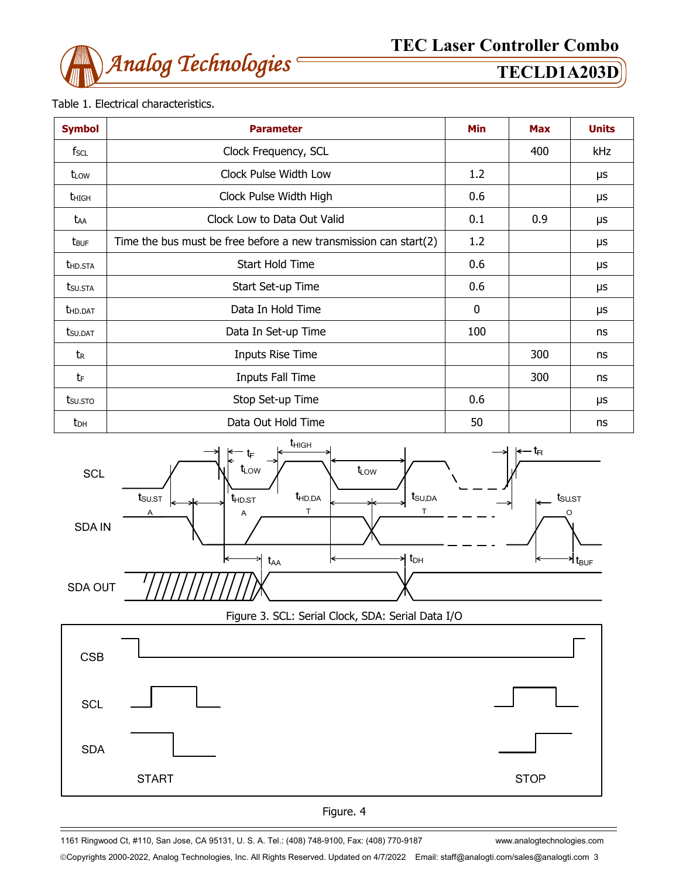Table 1. Electrical characteristics.

| Symbol | Parameter | Min | Max | Units |
|---|---|---|---|---|
| $f_{SCL}$ | Clock Frequency, SCL | | 400 | kHz |
| $t_{LOW}$ | Clock Pulse Width Low | 1.2 | | µs |
| $t_{HIGH}$ | Clock Pulse Width High | 0.6 | | µs |
| $t_{AA}$ | Clock Low to Data Out Valid | 0.1 | 0.9 | µs |
| $t_{BUF}$ | Time the bus must be free before a new transmission can start(2) | 1.2 | | µs |
| $t_{HD.STA}$ | Start Hold Time | 0.6 | | µs |
| $t_{SU.STA}$ | Start Set-up Time | 0.6 | | µs |
| $t_{HD.DAT}$ | Data In Hold Time | 0 | | µs |
| $t_{SU.DAT}$ | Data In Set-up Time | 100 | | ns |
| $t_R$ | Inputs Rise Time | | 300 | ns |
| $t_F$ | Inputs Fall Time | | 300 | ns |
| $t_{SU.STO}$ | Stop Set-up Time | 0.6 | | µs |
| $t_{DH}$ | Data Out Hold Time | 50 | | ns |

Figure 3. SCL: Serial Clock, SDA: Serial Data I/O

Figure. 4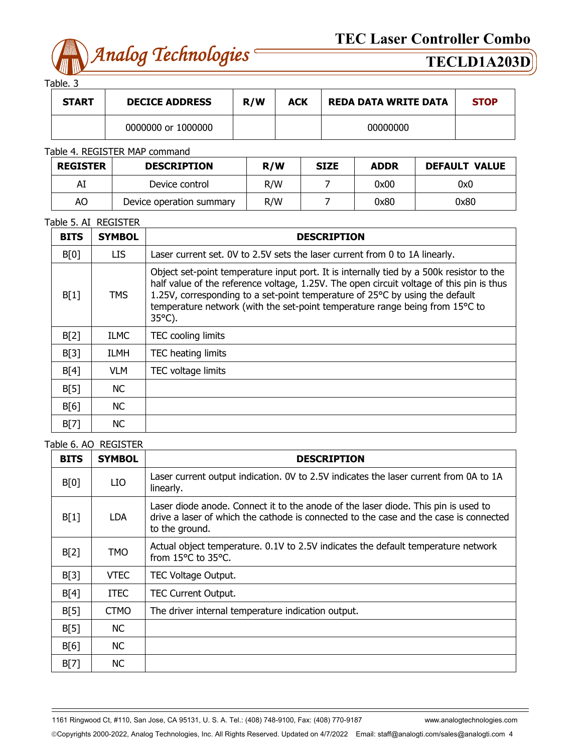Table. 3

| START | DECICE ADDRESS | R/W | ACK | REDA DATA WRITE DATA | STOP |
|---|---|---|---|---|---|
| | 0000000 or 1000000 | | | 00000000 | |

Table 4. REGISTER MAP command

| REGISTER | DESCRIPTION | R/W | SIZE | ADDR | DEFAULT VALUE |
|---|---|---|---|---|---|
| AI | Device control | R/W | 7 | 0x00 | 0x0 |
| AO | Device operation summary | R/W | 7 | 0x80 | 0x80 |

Table 5. AI REGISTER

| BITS | SYMBOL | DESCRIPTION |
|---|---|---|
| B[0] | LIS | Laser current set. 0V to 2.5V sets the laser current from 0 to 1A linearly. |
| B[1] | TMS | Object set-point temperature input port. It is internally tied by a 500k resistor to the half value of the reference voltage, 1.25V. The open circuit voltage of this pin is thus 1.25V, corresponding to a set-point temperature of 25°C by using the default temperature network (with the set-point temperature range being from 15°C to 35°C). |
| B[2] | ILMC | TEC cooling limits |
| B[3] | ILMH | TEC heating limits |
| B[4] | VLM | TEC voltage limits |
| B[5] | NC | |
| B[6] | NC | |
| B[7] | NC | |

Table 6. AO REGISTER

| BITS | SYMBOL | DESCRIPTION |
|---|---|---|
| B[0] | LIO | Laser current output indication. 0V to 2.5V indicates the laser current from 0A to 1A linearly. |
| B[1] | LDA | Laser diode anode. Connect it to the anode of the laser diode. This pin is used to drive a laser of which the cathode is connected to the case and the case is connected to the ground. |
| B[2] | TMO | Actual object temperature. 0.1V to 2.5V indicates the default temperature network from 15°C to 35°C. |
| B[3] | VTEC | TEC Voltage Output. |
| B[4] | ITEC | TEC Current Output. |
| B[5] | CTMO | The driver internal temperature indication output. |
| B[5] | NC | |
| B[6] | NC | |
| B[7] | NC | |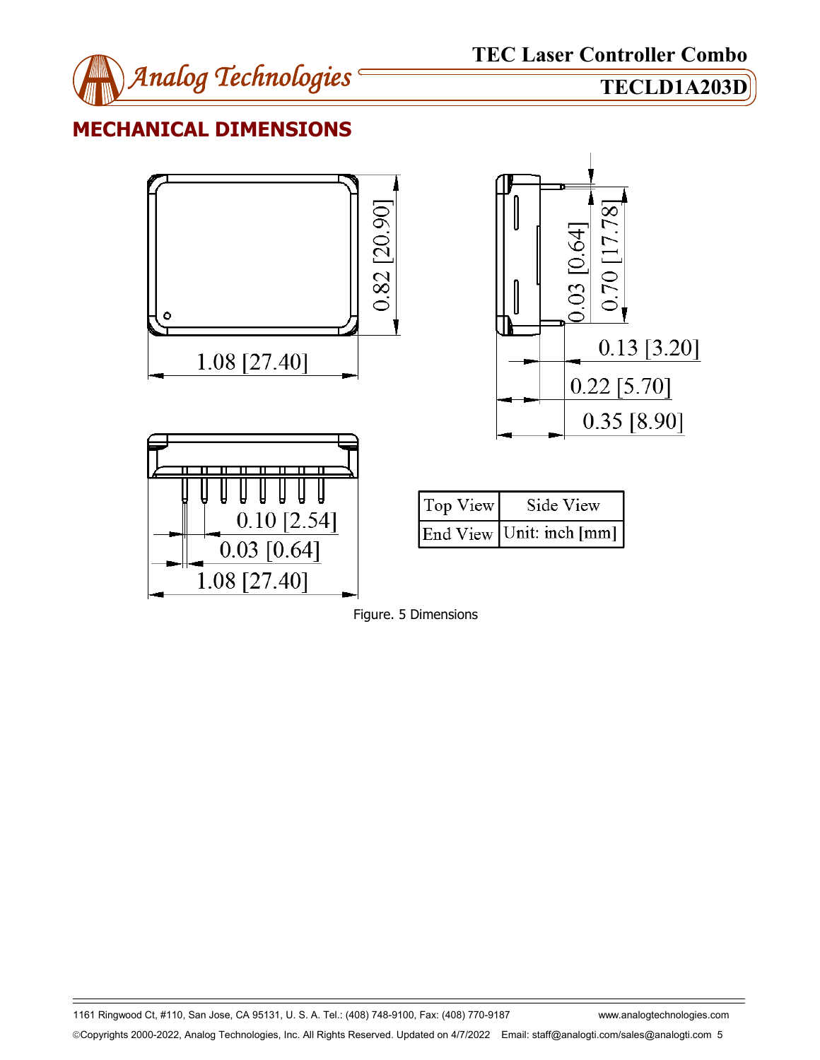## MECHANICAL DIMENSIONS

| Top View | Side View |
| --- | --- |
| End View | Unit: inch [mm] |

Figure. 5 Dimensions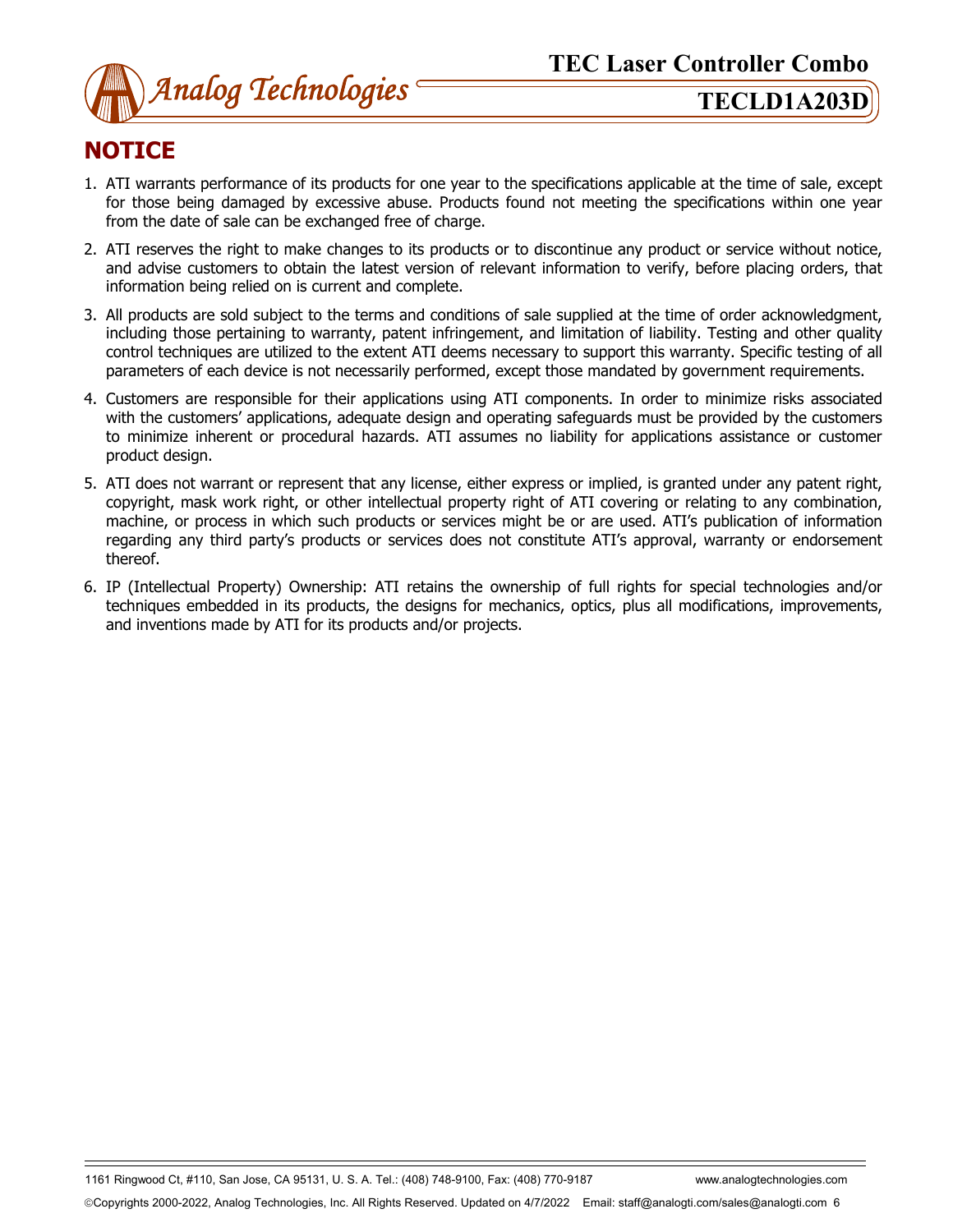## NOTICE

1. ATI warrants performance of its products for one year to the specifications applicable at the time of sale, except for those being damaged by excessive abuse. Products found not meeting the specifications within one year from the date of sale can be exchanged free of charge.
2. ATI reserves the right to make changes to its products or to discontinue any product or service without notice, and advise customers to obtain the latest version of relevant information to verify, before placing orders, that information being relied on is current and complete.
3. All products are sold subject to the terms and conditions of sale supplied at the time of order acknowledgment, including those pertaining to warranty, patent infringement, and limitation of liability. Testing and other quality control techniques are utilized to the extent ATI deems necessary to support this warranty. Specific testing of all parameters of each device is not necessarily performed, except those mandated by government requirements.
4. Customers are responsible for their applications using ATI components. In order to minimize risks associated with the customers' applications, adequate design and operating safeguards must be provided by the customers to minimize inherent or procedural hazards. ATI assumes no liability for applications assistance or customer product design.
5. ATI does not warrant or represent that any license, either express or implied, is granted under any patent right, copyright, mask work right, or other intellectual property right of ATI covering or relating to any combination, machine, or process in which such products or services might be or are used. ATI's publication of information regarding any third party's products or services does not constitute ATI's approval, warranty or endorsement thereof.
6. IP (Intellectual Property) Ownership: ATI retains the ownership of full rights for special technologies and/or techniques embedded in its products, the designs for mechanics, optics, plus all modifications, improvements, and inventions made by ATI for its products and/or projects.